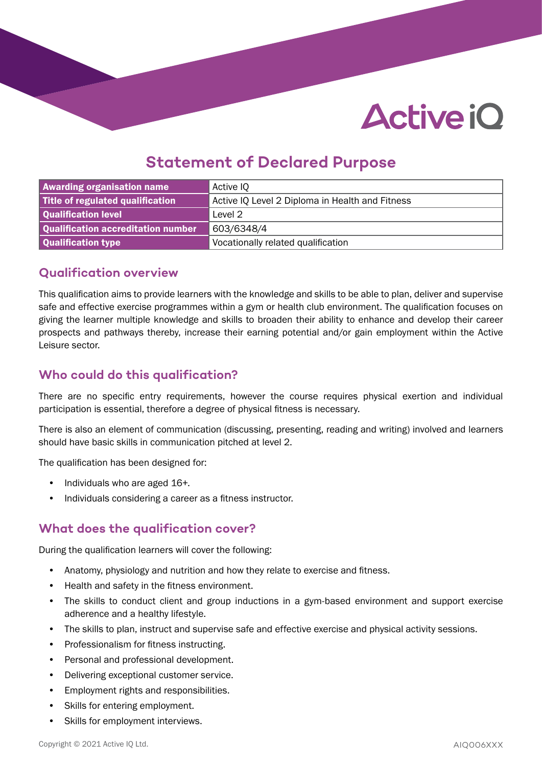# Statement of Declared Purpose

| Awarding organisation name | Active IQ |
|---|---|
| Title of regulated qualification | Active IQ Level 2 Diploma in Health and Fitness |
| Qualification level | Level 2 |
| Qualification accreditation number | 603/6348/4 |
| Qualification type | Vocationally related qualification |

## Qualification overview

This qualification aims to provide learners with the knowledge and skills to be able to plan, deliver and supervise safe and effective exercise programmes within a gym or health club environment. The qualification focuses on giving the learner multiple knowledge and skills to broaden their ability to enhance and develop their career prospects and pathways thereby, increase their earning potential and/or gain employment within the Active Leisure sector.

## Who could do this qualification?

There are no specific entry requirements, however the course requires physical exertion and individual participation is essential, therefore a degree of physical fitness is necessary.

There is also an element of communication (discussing, presenting, reading and writing) involved and learners should have basic skills in communication pitched at level 2.

The qualification has been designed for:

- Individuals who are aged 16+.
- Individuals considering a career as a fitness instructor.

## What does the qualification cover?

During the qualification learners will cover the following:

- Anatomy, physiology and nutrition and how they relate to exercise and fitness.
- Health and safety in the fitness environment.
- The skills to conduct client and group inductions in a gym-based environment and support exercise adherence and a healthy lifestyle.
- The skills to plan, instruct and supervise safe and effective exercise and physical activity sessions.
- Professionalism for fitness instructing.
- Personal and professional development.
- Delivering exceptional customer service.
- Employment rights and responsibilities.
- Skills for entering employment.
- Skills for employment interviews.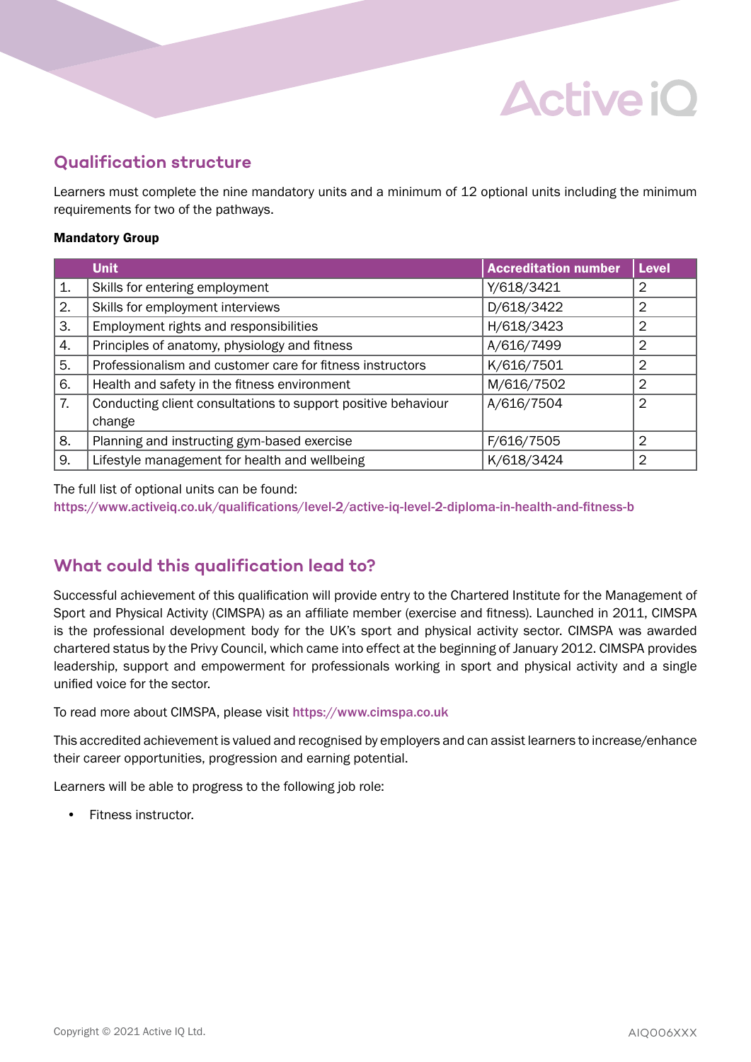## Qualification structure

Learners must complete the nine mandatory units and a minimum of 12 optional units including the minimum requirements for two of the pathways.

**Mandatory Group**

| | Unit | Accreditation number | Level |
|---|---|---|---|
| 1. | Skills for entering employment | Y/618/3421 | 2 |
| 2. | Skills for employment interviews | D/618/3422 | 2 |
| 3. | Employment rights and responsibilities | H/618/3423 | 2 |
| 4. | Principles of anatomy, physiology and fitness | A/616/7499 | 2 |
| 5. | Professionalism and customer care for fitness instructors | K/616/7501 | 2 |
| 6. | Health and safety in the fitness environment | M/616/7502 | 2 |
| 7. | Conducting client consultations to support positive behaviour change | A/616/7504 | 2 |
| 8. | Planning and instructing gym-based exercise | F/616/7505 | 2 |
| 9. | Lifestyle management for health and wellbeing | K/618/3424 | 2 |

The full list of optional units can be found:
https://www.activeiq.co.uk/qualifications/level-2/active-iq-level-2-diploma-in-health-and-fitness-b

## What could this qualification lead to?

Successful achievement of this qualification will provide entry to the Chartered Institute for the Management of Sport and Physical Activity (CIMSPA) as an affiliate member (exercise and fitness). Launched in 2011, CIMSPA is the professional development body for the UK's sport and physical activity sector. CIMSPA was awarded chartered status by the Privy Council, which came into effect at the beginning of January 2012. CIMSPA provides leadership, support and empowerment for professionals working in sport and physical activity and a single unified voice for the sector.

To read more about CIMSPA, please visit https://www.cimspa.co.uk

This accredited achievement is valued and recognised by employers and can assist learners to increase/enhance their career opportunities, progression and earning potential.

Learners will be able to progress to the following job role:

- Fitness instructor.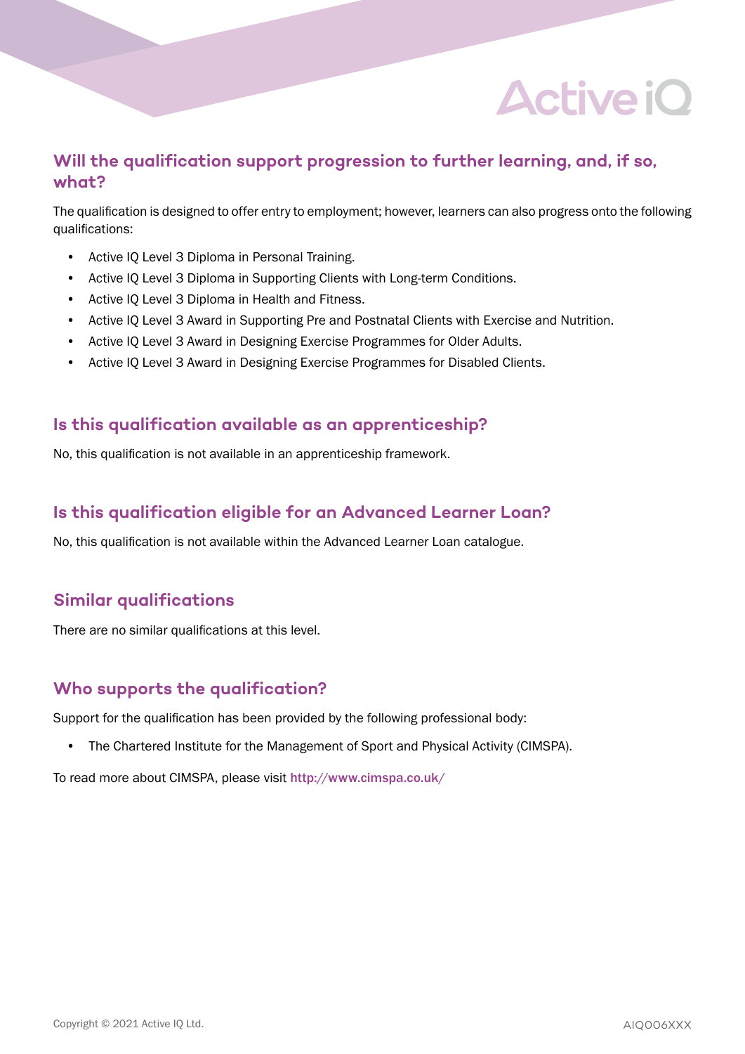## Will the qualification support progression to further learning, and, if so, what?

The qualification is designed to offer entry to employment; however, learners can also progress onto the following qualifications:

- Active IQ Level 3 Diploma in Personal Training.
- Active IQ Level 3 Diploma in Supporting Clients with Long-term Conditions.
- Active IQ Level 3 Diploma in Health and Fitness.
- Active IQ Level 3 Award in Supporting Pre and Postnatal Clients with Exercise and Nutrition.
- Active IQ Level 3 Award in Designing Exercise Programmes for Older Adults.
- Active IQ Level 3 Award in Designing Exercise Programmes for Disabled Clients.

## Is this qualification available as an apprenticeship?

No, this qualification is not available in an apprenticeship framework.

## Is this qualification eligible for an Advanced Learner Loan?

No, this qualification is not available within the Advanced Learner Loan catalogue.

## Similar qualifications

There are no similar qualifications at this level.

## Who supports the qualification?

Support for the qualification has been provided by the following professional body:

- The Chartered Institute for the Management of Sport and Physical Activity (CIMSPA).

To read more about CIMSPA, please visit http://www.cimspa.co.uk/

Copyright © 2021 Active IQ Ltd.

AIQ006XXX